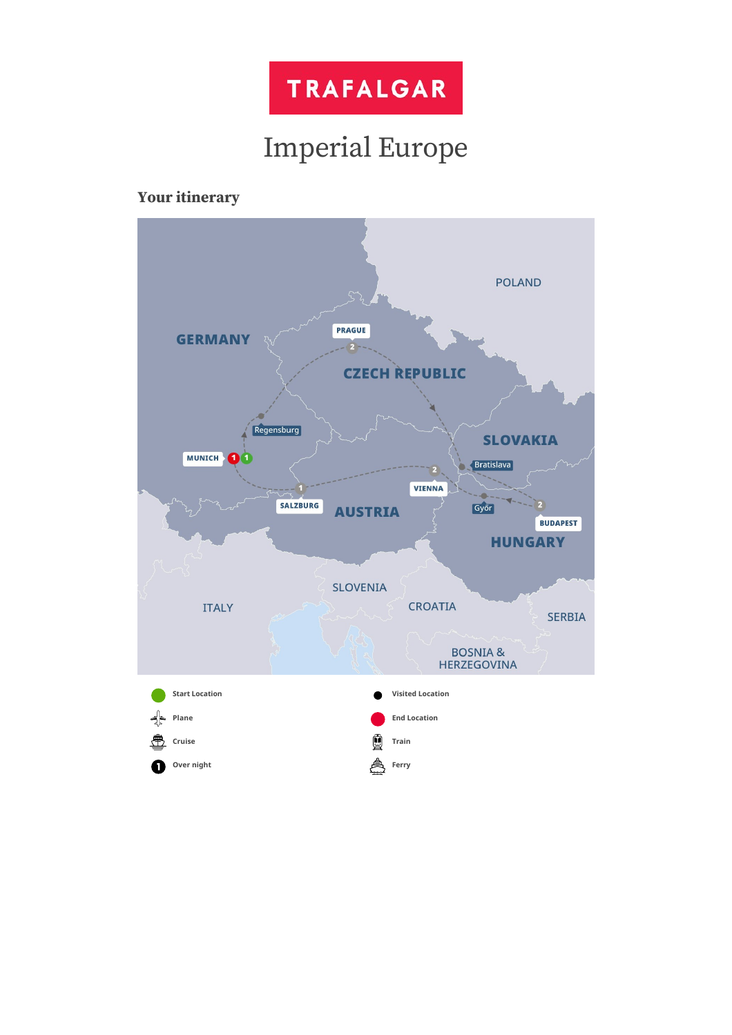TRAFALGAR

# Imperial Europe

## Your itinerary

Start Location

Plane

Cruise

Over night

Visited Location

End Location

Train

Ferry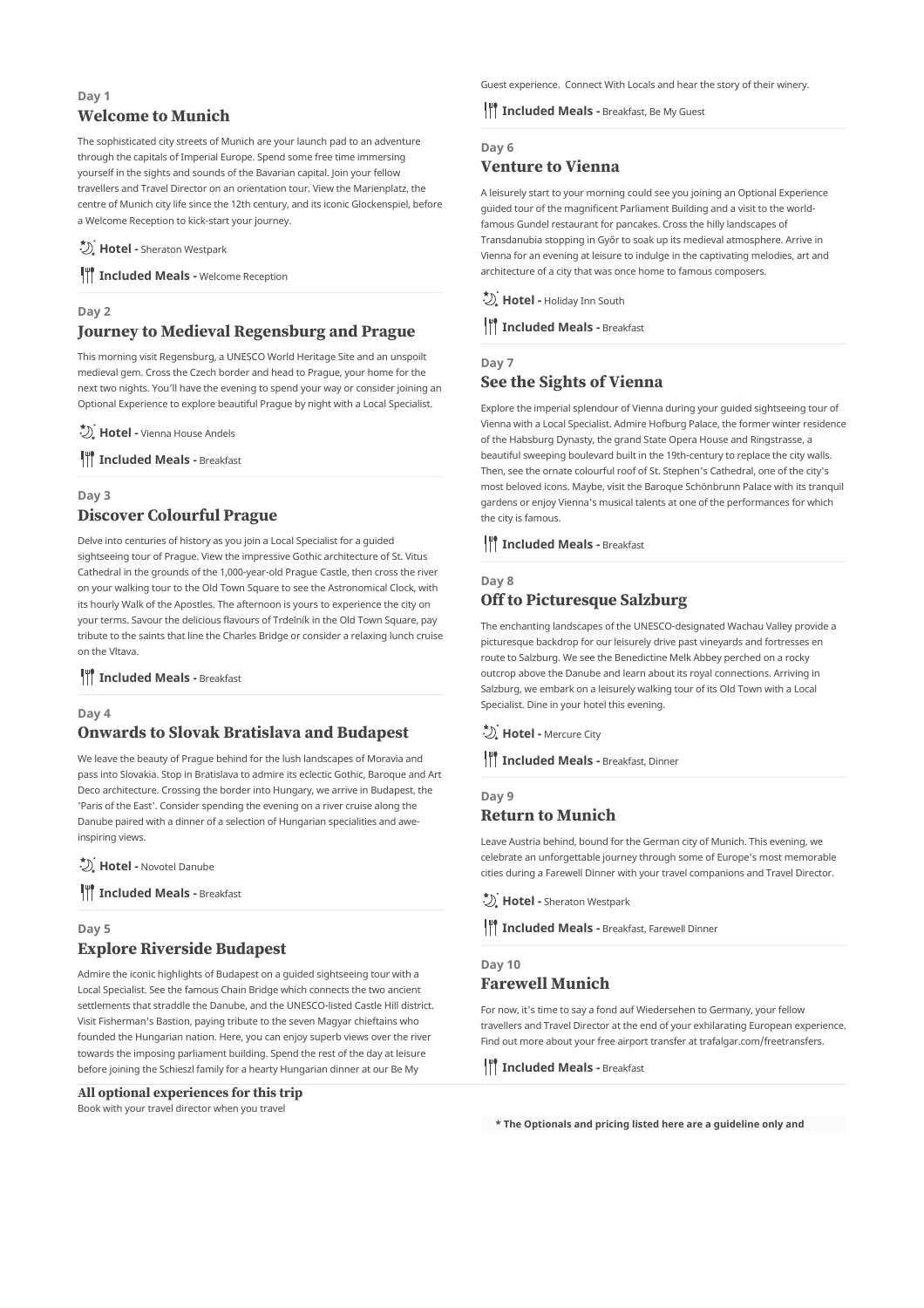Day 1

## Welcome to Munich

The sophisticated city streets of Munich are your launch pad to an adventure through the capitals of Imperial Europe. Spend some free time immersing yourself in the sights and sounds of the Bavarian capital. Join your fellow travellers and Travel Director on an orientation tour. View the Marienplatz, the centre of Munich city life since the 12th century, and its iconic Glockenspiel, before a Welcome Reception to kick-start your journey.

**Hotel -** Sheraton Westpark

**Included Meals -** Welcome Reception

Day 2

## Journey to Medieval Regensburg and Prague

This morning visit Regensburg, a UNESCO World Heritage Site and an unspoilt medieval gem. Cross the Czech border and head to Prague, your home for the next two nights. You'll have the evening to spend your way or consider joining an Optional Experience to explore beautiful Prague by night with a Local Specialist.

**Hotel -** Vienna House Andels

**Included Meals -** Breakfast

Day 3

## Discover Colourful Prague

Delve into centuries of history as you join a Local Specialist for a guided sightseeing tour of Prague. View the impressive Gothic architecture of St. Vitus Cathedral in the grounds of the 1,000-year-old Prague Castle, then cross the river on your walking tour to the Old Town Square to see the Astronomical Clock, with its hourly Walk of the Apostles. The afternoon is yours to experience the city on your terms. Savour the delicious flavours of Trdelník in the Old Town Square, pay tribute to the saints that line the Charles Bridge or consider a relaxing lunch cruise on the Vltava.

**Included Meals -** Breakfast

Day 4

## Onwards to Slovak Bratislava and Budapest

We leave the beauty of Prague behind for the lush landscapes of Moravia and pass into Slovakia. Stop in Bratislava to admire its eclectic Gothic, Baroque and Art Deco architecture. Crossing the border into Hungary, we arrive in Budapest, the 'Paris of the East'. Consider spending the evening on a river cruise along the Danube paired with a dinner of a selection of Hungarian specialities and awe-inspiring views.

**Hotel -** Novotel Danube

**Included Meals -** Breakfast

Day 5

## Explore Riverside Budapest

Admire the iconic highlights of Budapest on a guided sightseeing tour with a Local Specialist. See the famous Chain Bridge which connects the two ancient settlements that straddle the Danube, and the UNESCO-listed Castle Hill district. Visit Fisherman's Bastion, paying tribute to the seven Magyar chieftains who founded the Hungarian nation. Here, you can enjoy superb views over the river towards the imposing parliament building. Spend the rest of the day at leisure before joining the Schieszl family for a hearty Hungarian dinner at our Be My Guest experience. Connect With Locals and hear the story of their winery.

**Included Meals -** Breakfast, Be My Guest

Day 6

## Venture to Vienna

A leisurely start to your morning could see you joining an Optional Experience guided tour of the magnificent Parliament Building and a visit to the world-famous Gundel restaurant for pancakes. Cross the hilly landscapes of Transdanubia stopping in Győr to soak up its medieval atmosphere. Arrive in Vienna for an evening at leisure to indulge in the captivating melodies, art and architecture of a city that was once home to famous composers.

**Hotel -** Holiday Inn South

**Included Meals -** Breakfast

Day 7

## See the Sights of Vienna

Explore the imperial splendour of Vienna during your guided sightseeing tour of Vienna with a Local Specialist. Admire Hofburg Palace, the former winter residence of the Habsburg Dynasty, the grand State Opera House and Ringstrasse, a beautiful sweeping boulevard built in the 19th-century to replace the city walls. Then, see the ornate colourful roof of St. Stephen's Cathedral, one of the city's most beloved icons. Maybe, visit the Baroque Schönbrunn Palace with its tranquil gardens or enjoy Vienna's musical talents at one of the performances for which the city is famous.

**Included Meals -** Breakfast

Day 8

## Off to Picturesque Salzburg

The enchanting landscapes of the UNESCO-designated Wachau Valley provide a picturesque backdrop for our leisurely drive past vineyards and fortresses en route to Salzburg. We see the Benedictine Melk Abbey perched on a rocky outcrop above the Danube and learn about its royal connections. Arriving in Salzburg, we embark on a leisurely walking tour of its Old Town with a Local Specialist. Dine in your hotel this evening.

**Hotel -** Mercure City

**Included Meals -** Breakfast, Dinner

Day 9

## Return to Munich

Leave Austria behind, bound for the German city of Munich. This evening, we celebrate an unforgettable journey through some of Europe's most memorable cities during a Farewell Dinner with your travel companions and Travel Director.

**Hotel -** Sheraton Westpark

**Included Meals -** Breakfast, Farewell Dinner

Day 10

## Farewell Munich

For now, it's time to say a fond auf Wiedersehen to Germany, your fellow travellers and Travel Director at the end of your exhilarating European experience. Find out more about your free airport transfer at trafalgar.com/freetransfers.

**Included Meals -** Breakfast

## All optional experiences for this trip

Book with your travel director when you travel

**\* The Optionals and pricing listed here are a guideline only and**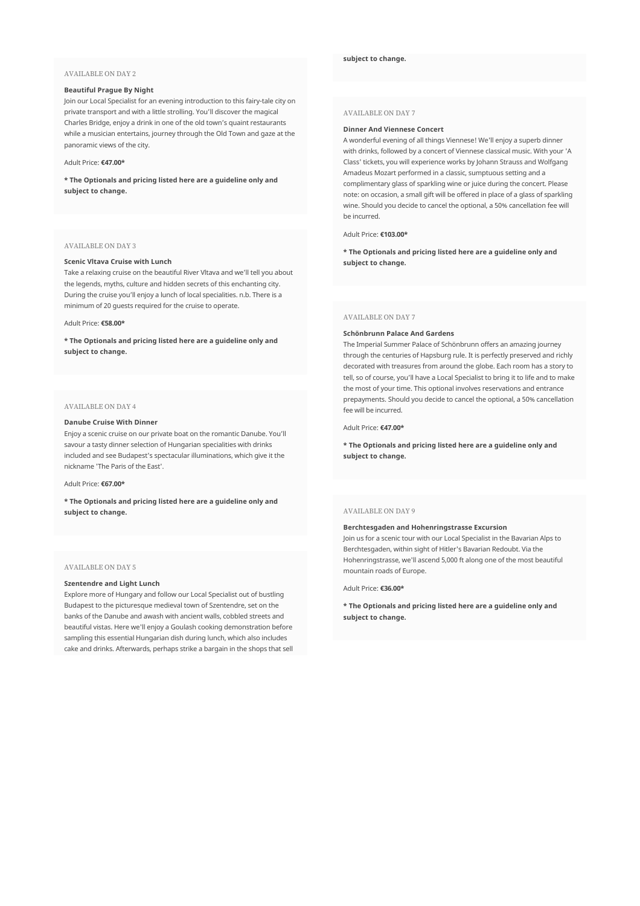AVAILABLE ON DAY 2

**Beautiful Prague By Night**

Join our Local Specialist for an evening introduction to this fairy-tale city on private transport and with a little strolling. You'll discover the magical Charles Bridge, enjoy a drink in one of the old town's quaint restaurants while a musician entertains, journey through the Old Town and gaze at the panoramic views of the city.

Adult Price: **€47.00***

**\* The Optionals and pricing listed here are a guideline only and subject to change.**

AVAILABLE ON DAY 3

**Scenic Vltava Cruise with Lunch**

Take a relaxing cruise on the beautiful River Vltava and we'll tell you about the legends, myths, culture and hidden secrets of this enchanting city. During the cruise you'll enjoy a lunch of local specialities. n.b. There is a minimum of 20 guests required for the cruise to operate.

Adult Price: **€58.00***

**\* The Optionals and pricing listed here are a guideline only and subject to change.**

AVAILABLE ON DAY 4

**Danube Cruise With Dinner**

Enjoy a scenic cruise on our private boat on the romantic Danube. You'll savour a tasty dinner selection of Hungarian specialities with drinks included and see Budapest's spectacular illuminations, which give it the nickname 'The Paris of the East'.

Adult Price: **€67.00***

**\* The Optionals and pricing listed here are a guideline only and subject to change.**

AVAILABLE ON DAY 5

**Szentendre and Light Lunch**

Explore more of Hungary and follow our Local Specialist out of bustling Budapest to the picturesque medieval town of Szentendre, set on the banks of the Danube and awash with ancient walls, cobbled streets and beautiful vistas. Here we'll enjoy a Goulash cooking demonstration before sampling this essential Hungarian dish during lunch, which also includes cake and drinks. Afterwards, perhaps strike a bargain in the shops that sell

**subject to change.**

AVAILABLE ON DAY 7

**Dinner And Viennese Concert**

A wonderful evening of all things Viennese! We'll enjoy a superb dinner with drinks, followed by a concert of Viennese classical music. With your 'A Class' tickets, you will experience works by Johann Strauss and Wolfgang Amadeus Mozart performed in a classic, sumptuous setting and a complimentary glass of sparkling wine or juice during the concert. Please note: on occasion, a small gift will be offered in place of a glass of sparkling wine. Should you decide to cancel the optional, a 50% cancellation fee will be incurred.

Adult Price: **€103.00***

**\* The Optionals and pricing listed here are a guideline only and subject to change.**

AVAILABLE ON DAY 7

**Schönbrunn Palace And Gardens**

The Imperial Summer Palace of Schönbrunn offers an amazing journey through the centuries of Hapsburg rule. It is perfectly preserved and richly decorated with treasures from around the globe. Each room has a story to tell, so of course, you'll have a Local Specialist to bring it to life and to make the most of your time. This optional involves reservations and entrance prepayments. Should you decide to cancel the optional, a 50% cancellation fee will be incurred.

Adult Price: **€47.00***

**\* The Optionals and pricing listed here are a guideline only and subject to change.**

AVAILABLE ON DAY 9

**Berchtesgaden and Hohenringstrasse Excursion**

Join us for a scenic tour with our Local Specialist in the Bavarian Alps to Berchtesgaden, within sight of Hitler's Bavarian Redoubt. Via the Hohenringstrasse, we'll ascend 5,000 ft along one of the most beautiful mountain roads of Europe.

Adult Price: **€36.00***

**\* The Optionals and pricing listed here are a guideline only and subject to change.**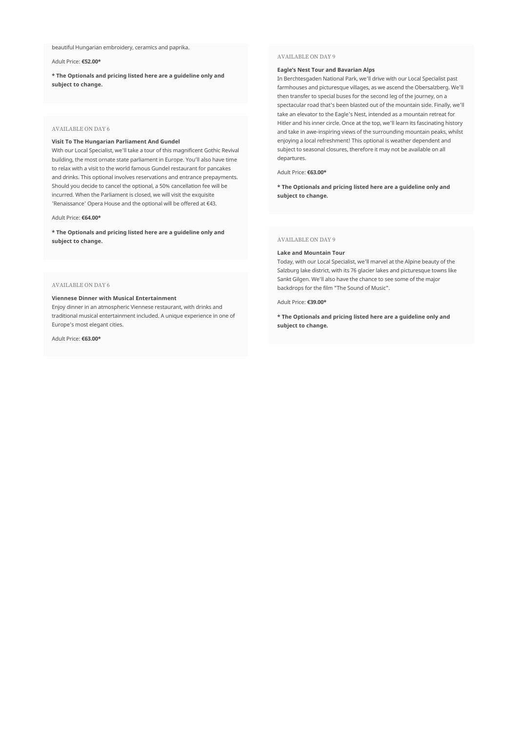beautiful Hungarian embroidery, ceramics and paprika.

Adult Price: **€52.00***

**\* The Optionals and pricing listed here are a guideline only and subject to change.**

AVAILABLE ON DAY 6

**Visit To The Hungarian Parliament And Gundel**

With our Local Specialist, we'll take a tour of this magnificent Gothic Revival building, the most ornate state parliament in Europe. You'll also have time to relax with a visit to the world famous Gundel restaurant for pancakes and drinks. This optional involves reservations and entrance prepayments. Should you decide to cancel the optional, a 50% cancellation fee will be incurred. When the Parliament is closed, we will visit the exquisite 'Renaissance' Opera House and the optional will be offered at €43.

Adult Price: **€64.00***

**\* The Optionals and pricing listed here are a guideline only and subject to change.**

AVAILABLE ON DAY 6

**Viennese Dinner with Musical Entertainment**

Enjoy dinner in an atmospheric Viennese restaurant, with drinks and traditional musical entertainment included. A unique experience in one of Europe's most elegant cities.

Adult Price: **€63.00***

AVAILABLE ON DAY 9

**Eagle's Nest Tour and Bavarian Alps**

In Berchtesgaden National Park, we'll drive with our Local Specialist past farmhouses and picturesque villages, as we ascend the Obersalzberg. We'll then transfer to special buses for the second leg of the journey, on a spectacular road that's been blasted out of the mountain side. Finally, we'll take an elevator to the Eagle's Nest, intended as a mountain retreat for Hitler and his inner circle. Once at the top, we'll learn its fascinating history and take in awe-inspiring views of the surrounding mountain peaks, whilst enjoying a local refreshment! This optional is weather dependent and subject to seasonal closures, therefore it may not be available on all departures.

Adult Price: **€63.00***

**\* The Optionals and pricing listed here are a guideline only and subject to change.**

AVAILABLE ON DAY 9

**Lake and Mountain Tour**

Today, with our Local Specialist, we'll marvel at the Alpine beauty of the Salzburg lake district, with its 76 glacier lakes and picturesque towns like Sankt Gilgen. We'll also have the chance to see some of the major backdrops for the film "The Sound of Music".

Adult Price: **€39.00***

**\* The Optionals and pricing listed here are a guideline only and subject to change.**